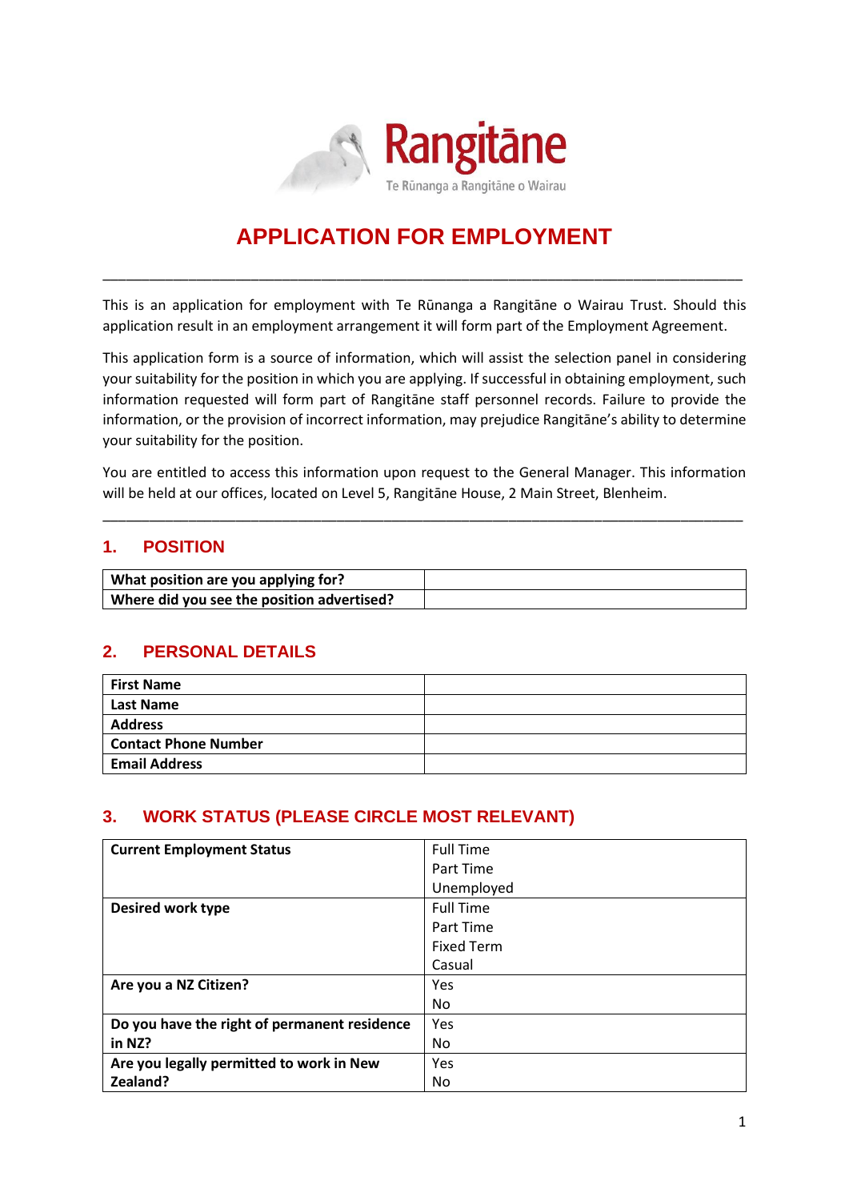Rangitāne

Te Rūnanga a Rangitāne o Wairau

# APPLICATION FOR EMPLOYMENT

---

This is an application for employment with Te Rūnanga a Rangitāne o Wairau Trust. Should this application result in an employment arrangement it will form part of the Employment Agreement.

This application form is a source of information, which will assist the selection panel in considering your suitability for the position in which you are applying. If successful in obtaining employment, such information requested will form part of Rangitāne staff personnel records. Failure to provide the information, or the provision of incorrect information, may prejudice Rangitāne's ability to determine your suitability for the position.

You are entitled to access this information upon request to the General Manager. This information will be held at our offices, located on Level 5, Rangitāne House, 2 Main Street, Blenheim.

---

## 1. POSITION

| **What position are you applying for?** | |
|---|---|
| **Where did you see the position advertised?** | |

## 2. PERSONAL DETAILS

| **First Name** | |
|---|---|
| **Last Name** | |
| **Address** | |
| **Contact Phone Number** | |
| **Email Address** | |

## 3. WORK STATUS (PLEASE CIRCLE MOST RELEVANT)

| **Current Employment Status** | Full Time<br>Part Time<br>Unemployed |
|---|---|
| **Desired work type** | Full Time<br>Part Time<br>Fixed Term<br>Casual |
| **Are you a NZ Citizen?** | Yes<br>No |
| **Do you have the right of permanent residence in NZ?** | Yes<br>No |
| **Are you legally permitted to work in New Zealand?** | Yes<br>No |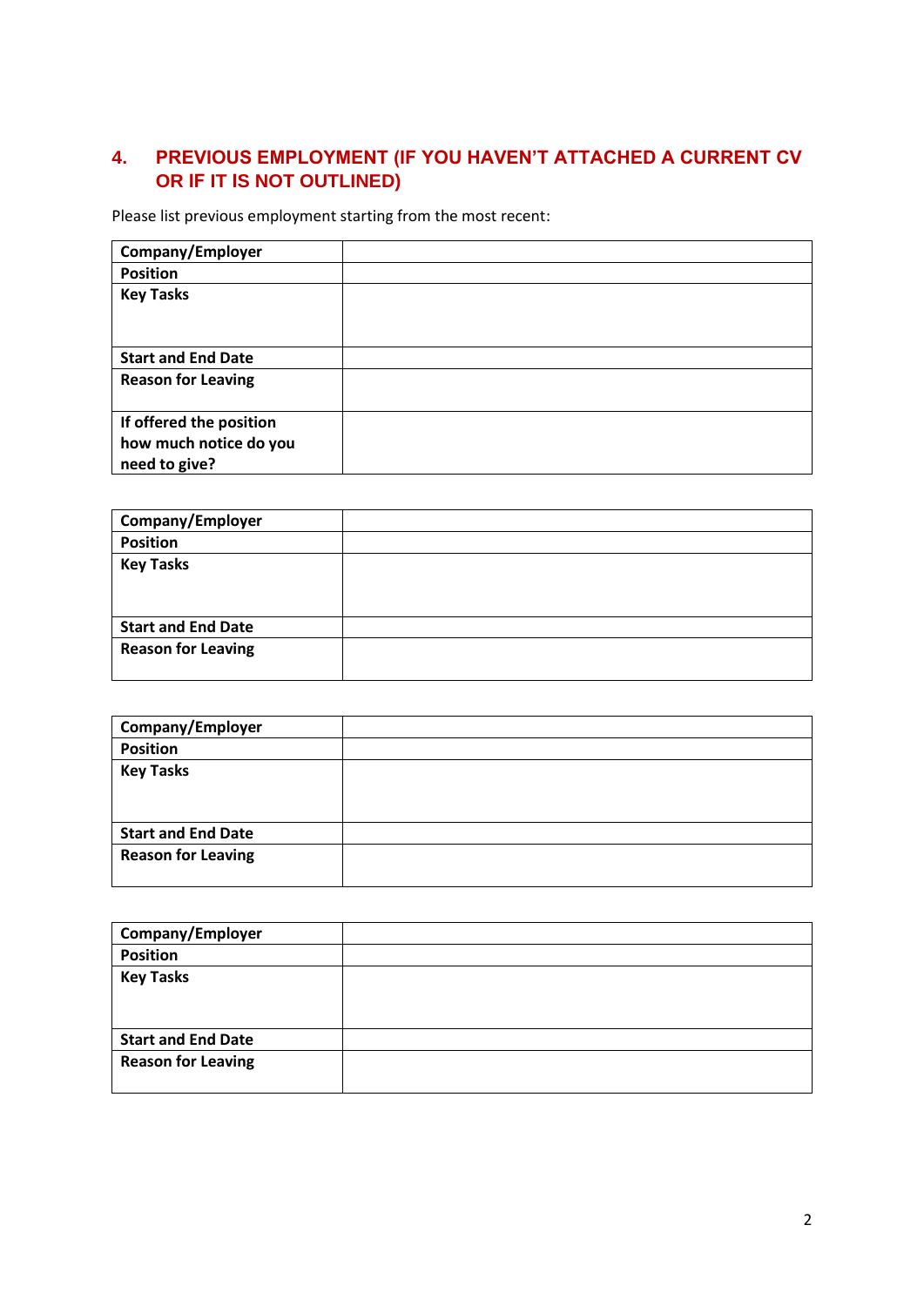## 4. PREVIOUS EMPLOYMENT (IF YOU HAVEN'T ATTACHED A CURRENT CV OR IF IT IS NOT OUTLINED)

Please list previous employment starting from the most recent:

| **Company/Employer** | |
|---|---|
| **Position** | |
| **Key Tasks** | |
| **Start and End Date** | |
| **Reason for Leaving** | |
| **If offered the position how much notice do you need to give?** | |

| **Company/Employer** | |
|---|---|
| **Position** | |
| **Key Tasks** | |
| **Start and End Date** | |
| **Reason for Leaving** | |

| **Company/Employer** | |
|---|---|
| **Position** | |
| **Key Tasks** | |
| **Start and End Date** | |
| **Reason for Leaving** | |

| **Company/Employer** | |
|---|---|
| **Position** | |
| **Key Tasks** | |
| **Start and End Date** | |
| **Reason for Leaving** | |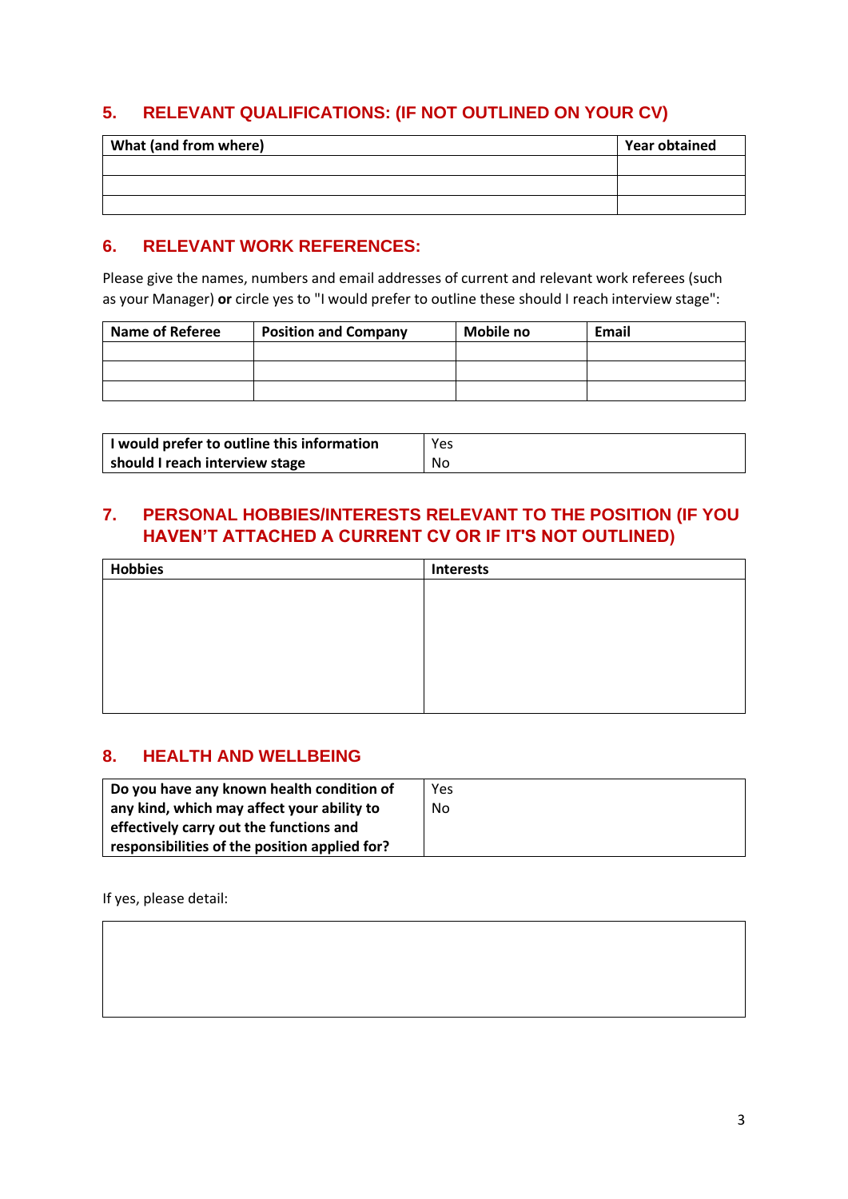## 5. RELEVANT QUALIFICATIONS: (IF NOT OUTLINED ON YOUR CV)

| What (and from where) | Year obtained |
|---|---|
| | |
| | |
| | |

## 6. RELEVANT WORK REFERENCES:

Please give the names, numbers and email addresses of current and relevant work referees (such as your Manager) **or** circle yes to "I would prefer to outline these should I reach interview stage":

| Name of Referee | Position and Company | Mobile no | Email |
|---|---|---|---|
| | | | |
| | | | |
| | | | |

| I would prefer to outline this information should I reach interview stage | Yes<br>No |
|---|---|

## 7. PERSONAL HOBBIES/INTERESTS RELEVANT TO THE POSITION (IF YOU HAVEN'T ATTACHED A CURRENT CV OR IF IT'S NOT OUTLINED)

| Hobbies | Interests |
|---|---|
| | |

## 8. HEALTH AND WELLBEING

| Do you have any known health condition of any kind, which may affect your ability to effectively carry out the functions and responsibilities of the position applied for? | Yes<br>No |
|---|---|

If yes, please detail:

| |
|---|
| |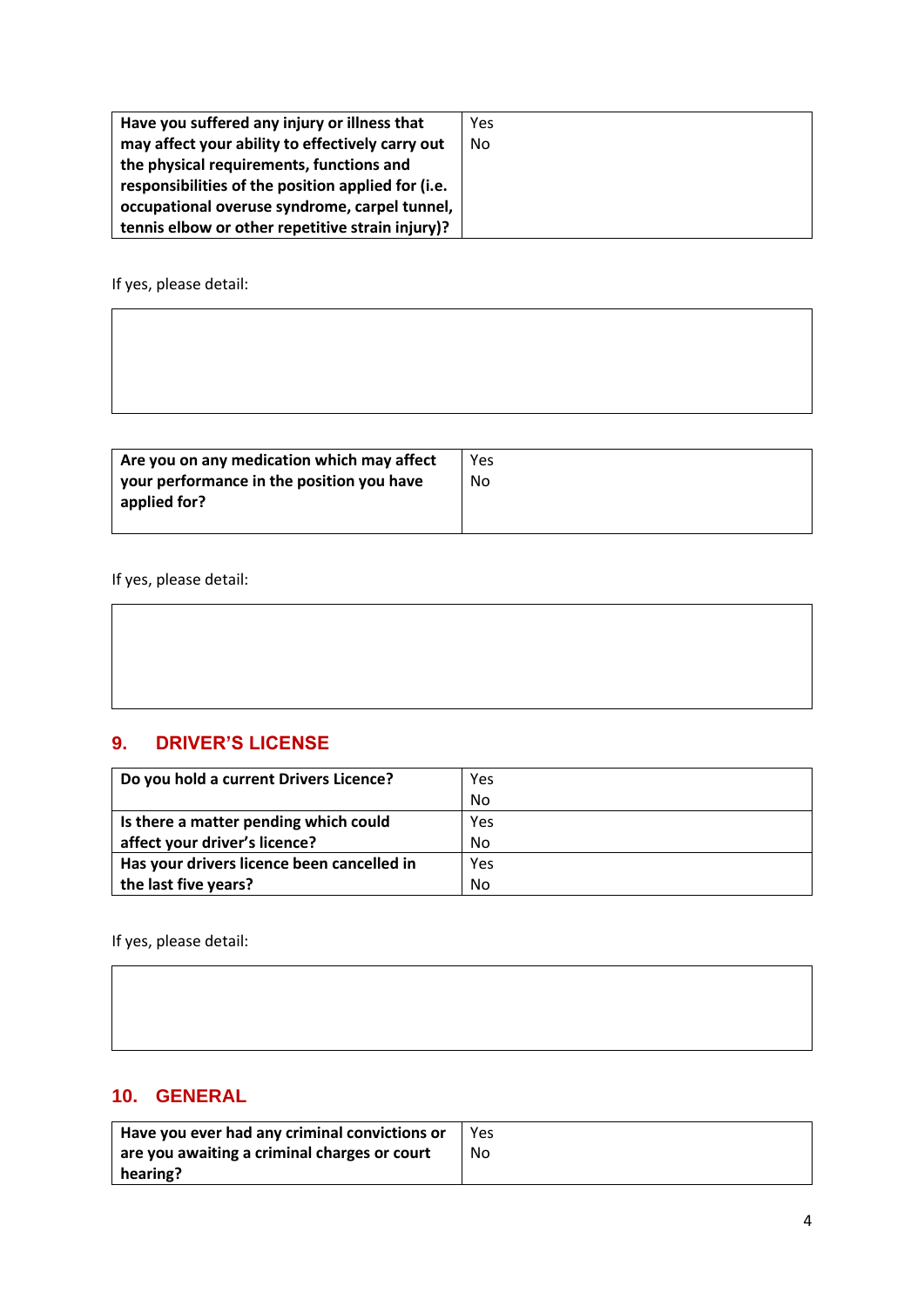| **Have you suffered any injury or illness that may affect your ability to effectively carry out the physical requirements, functions and responsibilities of the position applied for (i.e. occupational overuse syndrome, carpel tunnel, tennis elbow or other repetitive strain injury)?** | Yes<br>No |
|---|---|

If yes, please detail:

| |
|---|
| |

| **Are you on any medication which may affect your performance in the position you have applied for?** | Yes<br>No |
|---|---|

If yes, please detail:

| |
|---|
| |

## 9. DRIVER'S LICENSE

| **Do you hold a current Drivers Licence?** | Yes<br>No |
|---|---|
| **Is there a matter pending which could affect your driver's licence?** | Yes<br>No |
| **Has your drivers licence been cancelled in the last five years?** | Yes<br>No |

If yes, please detail:

| |
|---|
| |

## 10. GENERAL

| **Have you ever had any criminal convictions or are you awaiting a criminal charges or court hearing?** | Yes<br>No |
|---|---|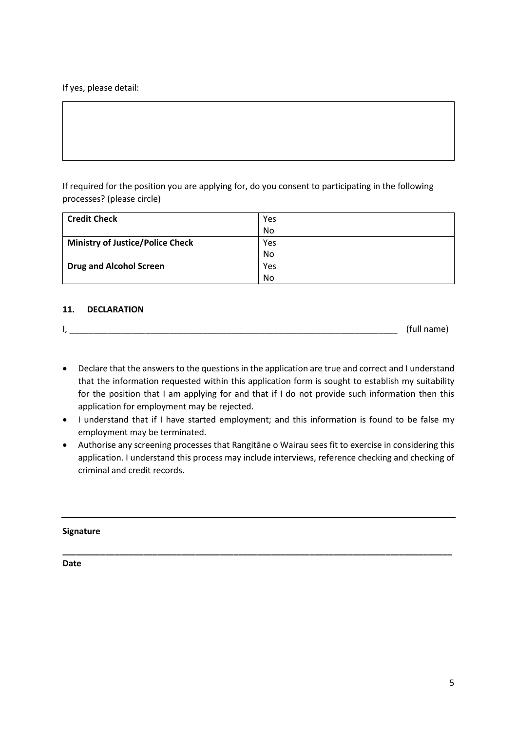If yes, please detail:

| |
|---|
| |

If required for the position you are applying for, do you consent to participating in the following processes? (please circle)

| | |
|---|---|
| **Credit Check** | Yes<br>No |
| **Ministry of Justice/Police Check** | Yes<br>No |
| **Drug and Alcohol Screen** | Yes<br>No |

### 11. DECLARATION

I, ______________________________________________________________________ (full name)

- Declare that the answers to the questions in the application are true and correct and I understand that the information requested within this application form is sought to establish my suitability for the position that I am applying for and that if I do not provide such information then this application for employment may be rejected.
- I understand that if I have started employment; and this information is found to be false my employment may be terminated.
- Authorise any screening processes that Rangitāne o Wairau sees fit to exercise in considering this application. I understand this process may include interviews, reference checking and checking of criminal and credit records.

______________________________________________________________________

**Signature**

______________________________________________________________________

**Date**